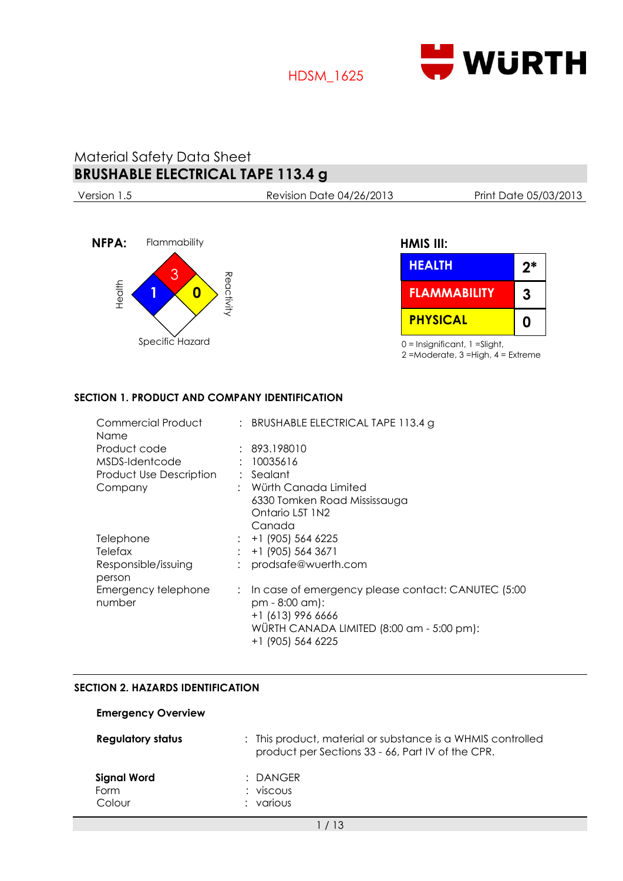HDSM_1625

WÜRTH

# Material Safety Data Sheet
## BRUSHABLE ELECTRICAL TAPE 113.4 g

Version 1.5 | Revision Date 04/26/2013 | Print Date 05/03/2013

**NFPA:**

Flammability: 3
Health: 1
Reactivity: 0
Specific Hazard

**HMIS III:**

| | |
|---|---|
| **HEALTH** | **2*** |
| **FLAMMABILITY** | **3** |
| **PHYSICAL** | **0** |

0 = Insignificant, 1 =Slight, 2 =Moderate, 3 =High, 4 = Extreme

### SECTION 1. PRODUCT AND COMPANY IDENTIFICATION

| | | |
|---|---|---|
| Commercial Product Name | : | BRUSHABLE ELECTRICAL TAPE 113.4 g |
| Product code | : | 893.198010 |
| MSDS-Identcode | : | 10035616 |
| Product Use Description | : | Sealant |
| Company | : | Würth Canada Limited<br>6330 Tomken Road Mississauga<br>Ontario L5T 1N2<br>Canada |
| Telephone | : | +1 (905) 564 6225 |
| Telefax | : | +1 (905) 564 3671 |
| Responsible/issuing person | : | prodsafe@wuerth.com |
| Emergency telephone number | : | In case of emergency please contact: CANUTEC (5:00 pm - 8:00 am):<br>+1 (613) 996 6666<br>WÜRTH CANADA LIMITED (8:00 am - 5:00 pm):<br>+1 (905) 564 6225 |

### SECTION 2. HAZARDS IDENTIFICATION

**Emergency Overview**

| | | |
|---|---|---|
| **Regulatory status** | : | This product, material or substance is a WHMIS controlled product per Sections 33 - 66, Part IV of the CPR. |
| **Signal Word** | : | DANGER |
| Form | : | viscous |
| Colour | : | various |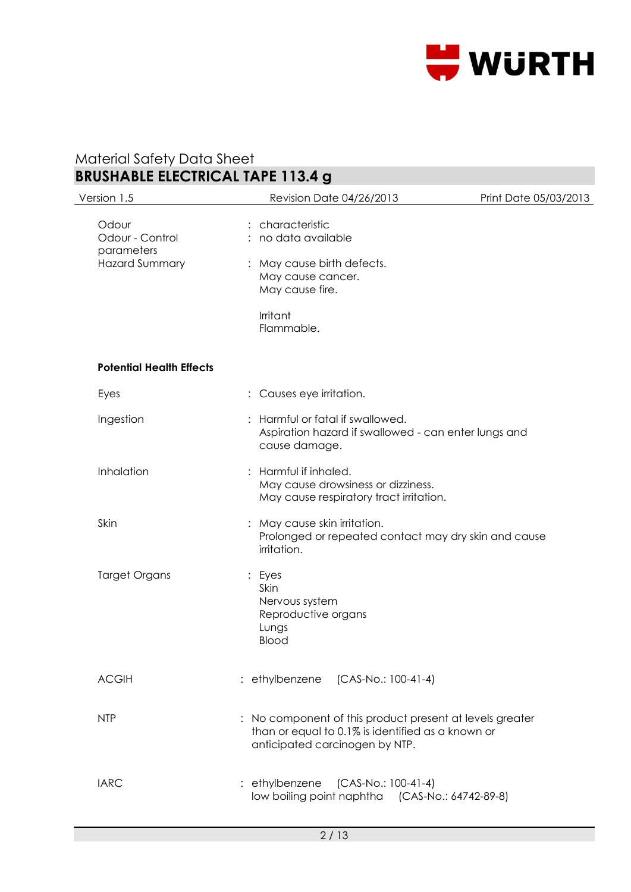| | | |
|---|---|---|
| Odour | : | characteristic |
| Odour - Control parameters | : | no data available |
| Hazard Summary | : | May cause birth defects.<br>May cause cancer.<br>May cause fire.<br><br>Irritant<br>Flammable. |

**Potential Health Effects**

| | | |
|---|---|---|
| Eyes | : | Causes eye irritation. |
| Ingestion | : | Harmful or fatal if swallowed.<br>Aspiration hazard if swallowed - can enter lungs and cause damage. |
| Inhalation | : | Harmful if inhaled.<br>May cause drowsiness or dizziness.<br>May cause respiratory tract irritation. |
| Skin | : | May cause skin irritation.<br>Prolonged or repeated contact may dry skin and cause irritation. |
| Target Organs | : | Eyes<br>Skin<br>Nervous system<br>Reproductive organs<br>Lungs<br>Blood |
| ACGIH | : | ethylbenzene (CAS-No.: 100-41-4) |
| NTP | : | No component of this product present at levels greater than or equal to 0.1% is identified as a known or anticipated carcinogen by NTP. |
| IARC | : | ethylbenzene (CAS-No.: 100-41-4)<br>low boiling point naphtha (CAS-No.: 64742-89-8) |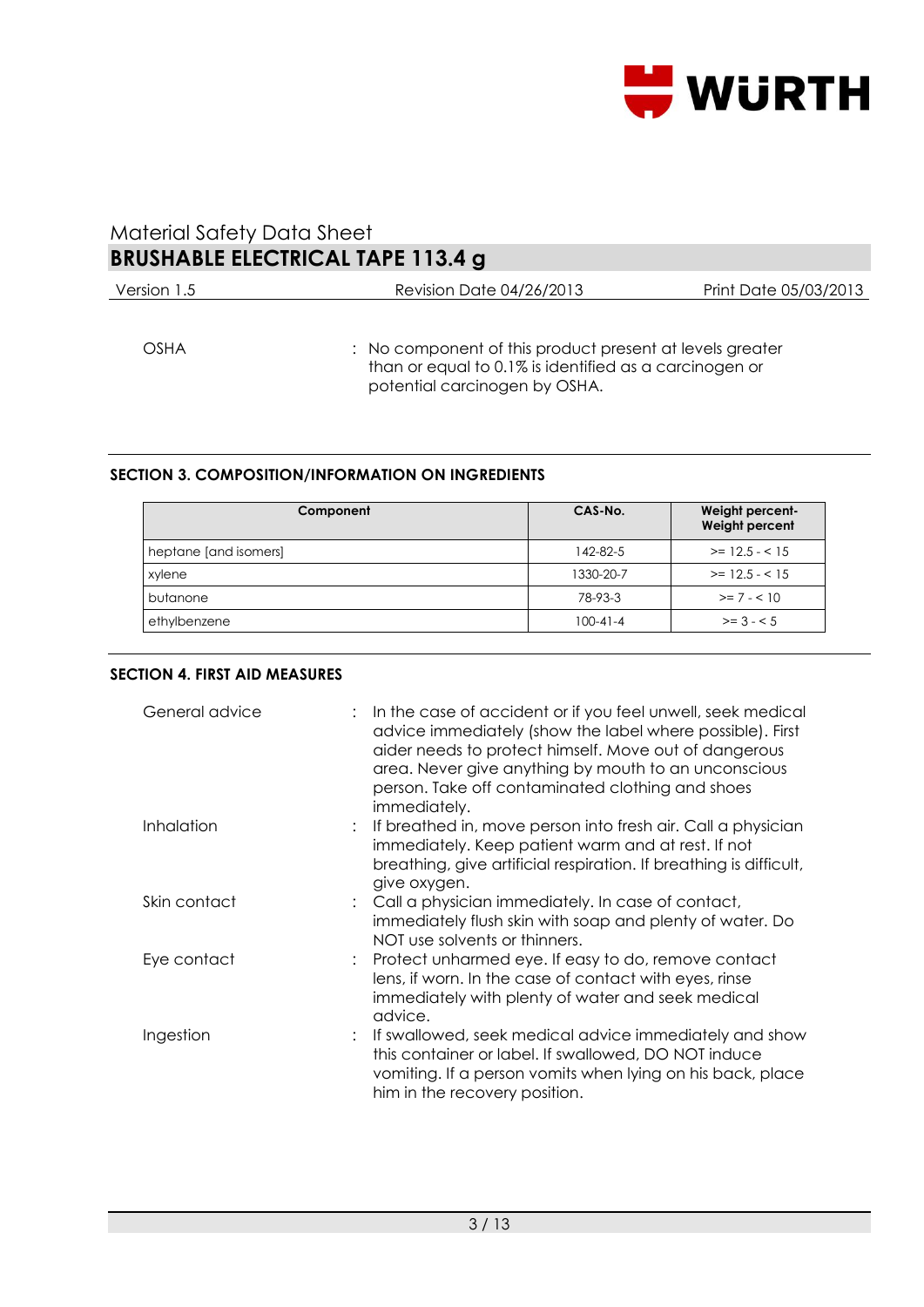OSHA : No component of this product present at levels greater than or equal to 0.1% is identified as a carcinogen or potential carcinogen by OSHA.

## SECTION 3. COMPOSITION/INFORMATION ON INGREDIENTS

| Component | CAS-No. | Weight percent-Weight percent |
|---|---|---|
| heptane [and isomers] | 142-82-5 | >= 12.5 - < 15 |
| xylene | 1330-20-7 | >= 12.5 - < 15 |
| butanone | 78-93-3 | >= 7 - < 10 |
| ethylbenzene | 100-41-4 | >= 3 - < 5 |

## SECTION 4. FIRST AID MEASURES

General advice : In the case of accident or if you feel unwell, seek medical advice immediately (show the label where possible). First aider needs to protect himself. Move out of dangerous area. Never give anything by mouth to an unconscious person. Take off contaminated clothing and shoes immediately.

Inhalation : If breathed in, move person into fresh air. Call a physician immediately. Keep patient warm and at rest. If not breathing, give artificial respiration. If breathing is difficult, give oxygen.

Skin contact : Call a physician immediately. In case of contact, immediately flush skin with soap and plenty of water. Do NOT use solvents or thinners.

Eye contact : Protect unharmed eye. If easy to do, remove contact lens, if worn. In the case of contact with eyes, rinse immediately with plenty of water and seek medical advice.

Ingestion : If swallowed, seek medical advice immediately and show this container or label. If swallowed, DO NOT induce vomiting. If a person vomits when lying on his back, place him in the recovery position.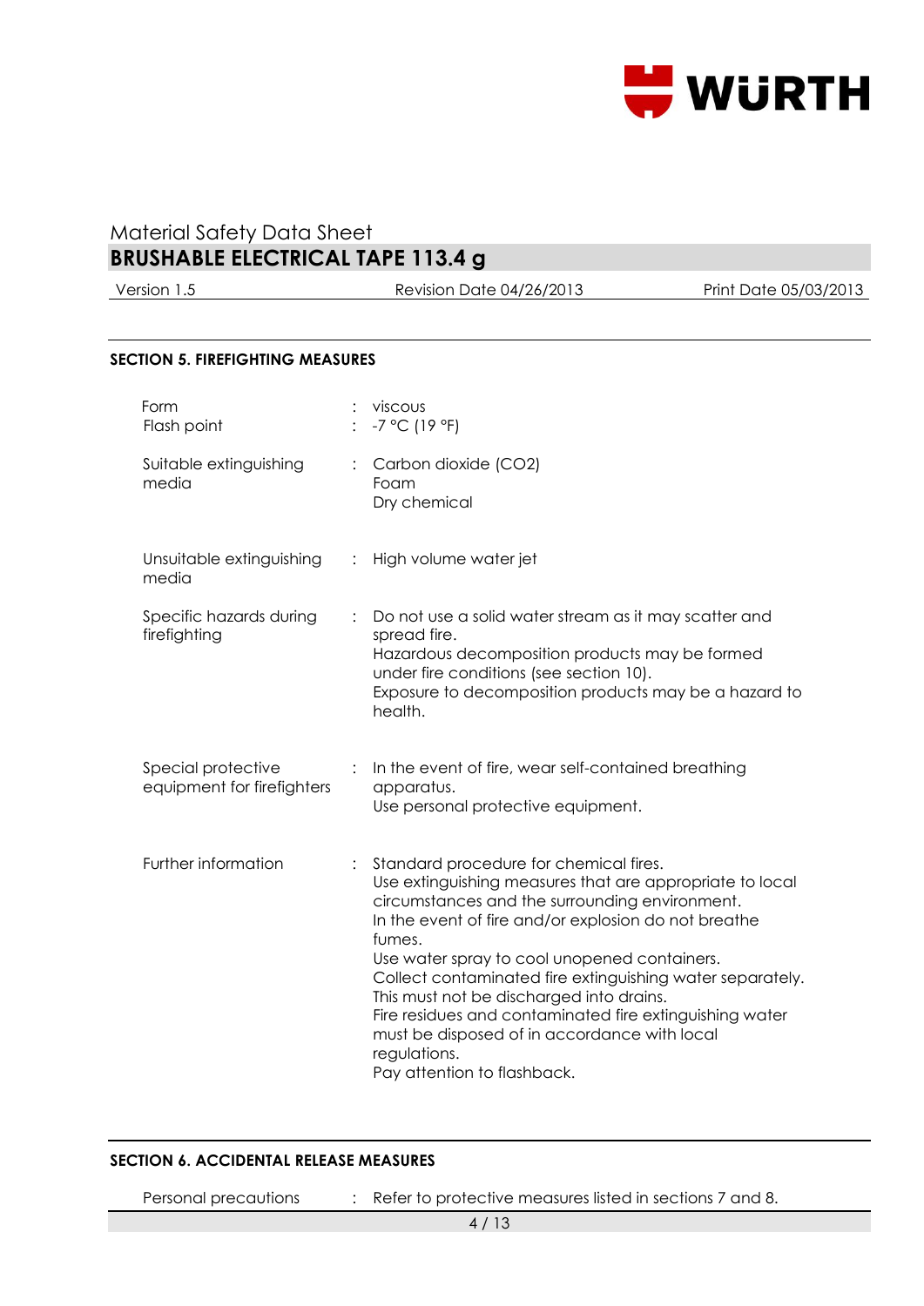## SECTION 5. FIREFIGHTING MEASURES

| | | |
|---|---|---|
| Form | : | viscous |
| Flash point | : | -7 °C (19 °F) |
| Suitable extinguishing media | : | Carbon dioxide ($CO_2$)<br>Foam<br>Dry chemical |
| Unsuitable extinguishing media | : | High volume water jet |
| Specific hazards during firefighting | : | Do not use a solid water stream as it may scatter and spread fire.<br>Hazardous decomposition products may be formed under fire conditions (see section 10).<br>Exposure to decomposition products may be a hazard to health. |
| Special protective equipment for firefighters | : | In the event of fire, wear self-contained breathing apparatus.<br>Use personal protective equipment. |
| Further information | : | Standard procedure for chemical fires.<br>Use extinguishing measures that are appropriate to local circumstances and the surrounding environment.<br>In the event of fire and/or explosion do not breathe fumes.<br>Use water spray to cool unopened containers.<br>Collect contaminated fire extinguishing water separately. This must not be discharged into drains.<br>Fire residues and contaminated fire extinguishing water must be disposed of in accordance with local regulations.<br>Pay attention to flashback. |

## SECTION 6. ACCIDENTAL RELEASE MEASURES

| | | |
|---|---|---|
| Personal precautions | : | Refer to protective measures listed in sections 7 and 8. |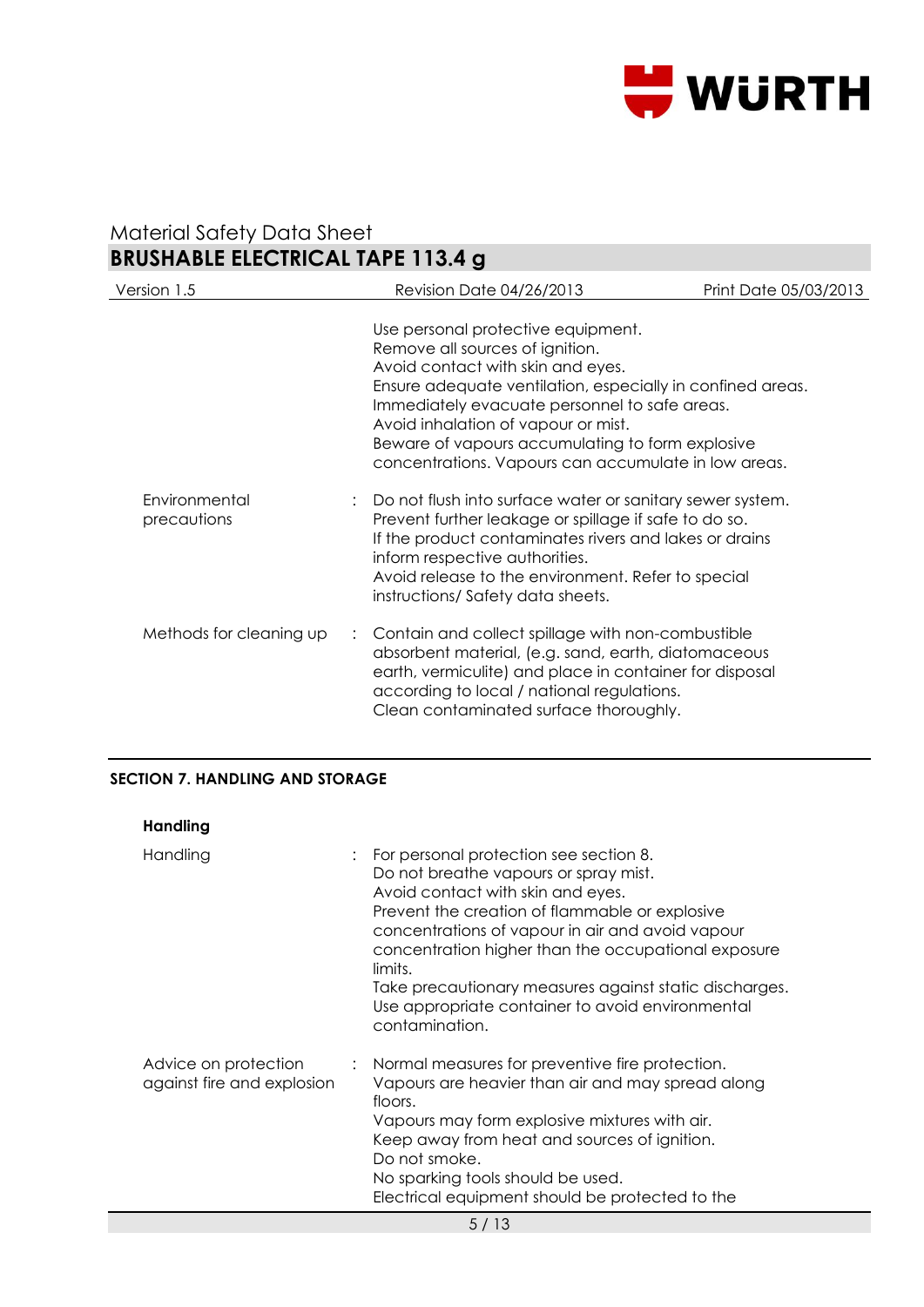| | | |
|---|---|---|
| | | Use personal protective equipment.<br>Remove all sources of ignition.<br>Avoid contact with skin and eyes.<br>Ensure adequate ventilation, especially in confined areas.<br>Immediately evacuate personnel to safe areas.<br>Avoid inhalation of vapour or mist.<br>Beware of vapours accumulating to form explosive concentrations. Vapours can accumulate in low areas. |
| Environmental precautions | : | Do not flush into surface water or sanitary sewer system.<br>Prevent further leakage or spillage if safe to do so.<br>If the product contaminates rivers and lakes or drains inform respective authorities.<br>Avoid release to the environment. Refer to special instructions/ Safety data sheets. |
| Methods for cleaning up | : | Contain and collect spillage with non-combustible absorbent material, (e.g. sand, earth, diatomaceous earth, vermiculite) and place in container for disposal according to local / national regulations.<br>Clean contaminated surface thoroughly. |

## SECTION 7. HANDLING AND STORAGE

### Handling

| | | |
|---|---|---|
| Handling | : | For personal protection see section 8.<br>Do not breathe vapours or spray mist.<br>Avoid contact with skin and eyes.<br>Prevent the creation of flammable or explosive concentrations of vapour in air and avoid vapour concentration higher than the occupational exposure limits.<br>Take precautionary measures against static discharges.<br>Use appropriate container to avoid environmental contamination. |
| Advice on protection against fire and explosion | : | Normal measures for preventive fire protection.<br>Vapours are heavier than air and may spread along floors.<br>Vapours may form explosive mixtures with air.<br>Keep away from heat and sources of ignition.<br>Do not smoke.<br>No sparking tools should be used.<br>Electrical equipment should be protected to the |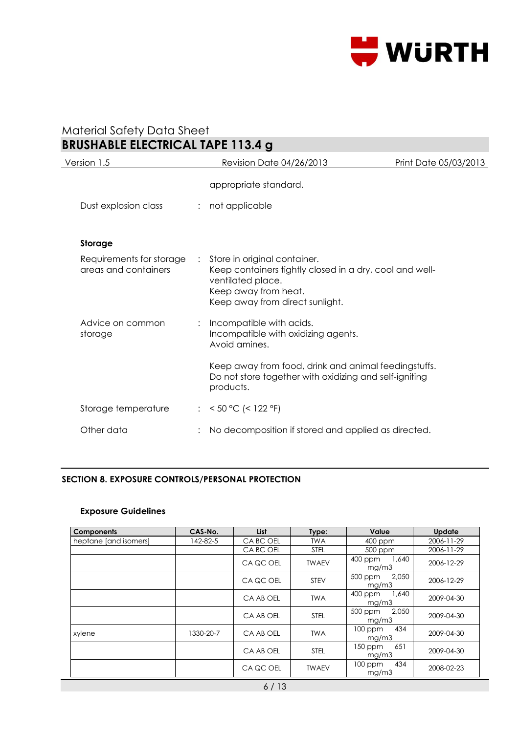appropriate standard.

Dust explosion class : not applicable

**Storage**

Requirements for storage areas and containers : Store in original container.
Keep containers tightly closed in a dry, cool and well-ventilated place.
Keep away from heat.
Keep away from direct sunlight.

Advice on common storage : Incompatible with acids.
Incompatible with oxidizing agents.
Avoid amines.

Keep away from food, drink and animal feedingstuffs.
Do not store together with oxidizing and self-igniting products.

Storage temperature : < 50 °C (< 122 °F)

Other data : No decomposition if stored and applied as directed.

## SECTION 8. EXPOSURE CONTROLS/PERSONAL PROTECTION

### Exposure Guidelines

| Components | CAS-No. | List | Type: | Value | Update |
|---|---|---|---|---|---|
| heptane [and isomers] | 142-82-5 | CA BC OEL | TWA | 400 ppm | 2006-11-29 |
| | | CA BC OEL | STEL | 500 ppm | 2006-11-29 |
| | | CA QC OEL | TWAEV | 400 ppm 1,640 mg/m3 | 2006-12-29 |
| | | CA QC OEL | STEV | 500 ppm 2,050 mg/m3 | 2006-12-29 |
| | | CA AB OEL | TWA | 400 ppm 1,640 mg/m3 | 2009-04-30 |
| | | CA AB OEL | STEL | 500 ppm 2,050 mg/m3 | 2009-04-30 |
| xylene | 1330-20-7 | CA AB OEL | TWA | 100 ppm 434 mg/m3 | 2009-04-30 |
| | | CA AB OEL | STEL | 150 ppm 651 mg/m3 | 2009-04-30 |
| | | CA QC OEL | TWAEV | 100 ppm 434 mg/m3 | 2008-02-23 |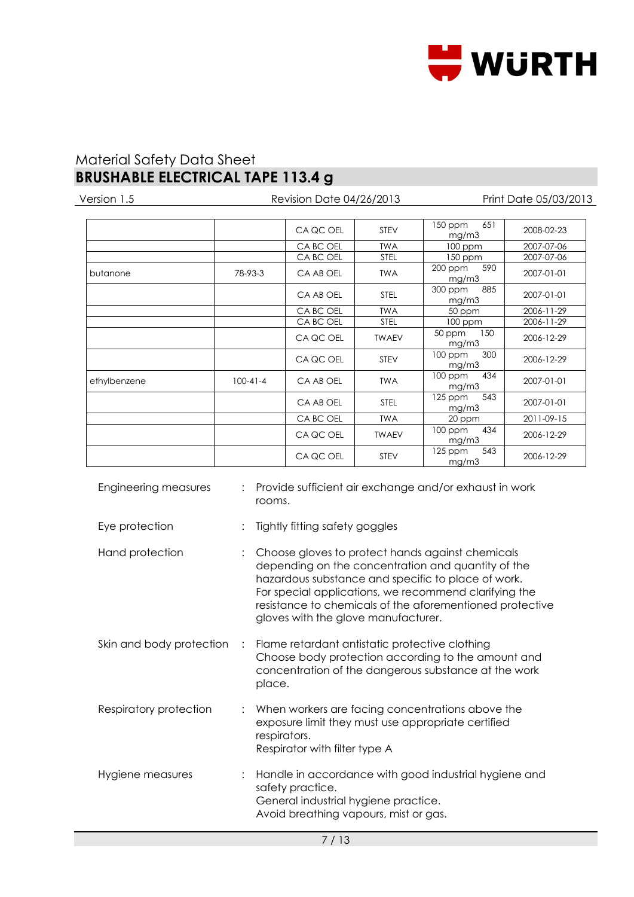# Material Safety Data Sheet
## BRUSHABLE ELECTRICAL TAPE 113.4 g

Version 1.5 | Revision Date 04/26/2013 | Print Date 05/03/2013

| | | | | | |
|---|---|---|---|---|---|
| | | CA QC OEL | STEV | 150 ppm 651 mg/m3 | 2008-02-23 |
| | | CA BC OEL | TWA | 100 ppm | 2007-07-06 |
| | | CA BC OEL | STEL | 150 ppm | 2007-07-06 |
| butanone | 78-93-3 | CA AB OEL | TWA | 200 ppm 590 mg/m3 | 2007-01-01 |
| | | CA AB OEL | STEL | 300 ppm 885 mg/m3 | 2007-01-01 |
| | | CA BC OEL | TWA | 50 ppm | 2006-11-29 |
| | | CA BC OEL | STEL | 100 ppm | 2006-11-29 |
| | | CA QC OEL | TWAEV | 50 ppm 150 mg/m3 | 2006-12-29 |
| | | CA QC OEL | STEV | 100 ppm 300 mg/m3 | 2006-12-29 |
| ethylbenzene | 100-41-4 | CA AB OEL | TWA | 100 ppm 434 mg/m3 | 2007-01-01 |
| | | CA AB OEL | STEL | 125 ppm 543 mg/m3 | 2007-01-01 |
| | | CA BC OEL | TWA | 20 ppm | 2011-09-15 |
| | | CA QC OEL | TWAEV | 100 ppm 434 mg/m3 | 2006-12-29 |
| | | CA QC OEL | STEV | 125 ppm 543 mg/m3 | 2006-12-29 |

Engineering measures : Provide sufficient air exchange and/or exhaust in work rooms.

Eye protection : Tightly fitting safety goggles

Hand protection : Choose gloves to protect hands against chemicals depending on the concentration and quantity of the hazardous substance and specific to place of work. For special applications, we recommend clarifying the resistance to chemicals of the aforementioned protective gloves with the glove manufacturer.

Skin and body protection : Flame retardant antistatic protective clothing
Choose body protection according to the amount and concentration of the dangerous substance at the work place.

Respiratory protection : When workers are facing concentrations above the exposure limit they must use appropriate certified respirators.
Respirator with filter type A

Hygiene measures : Handle in accordance with good industrial hygiene and safety practice.
General industrial hygiene practice.
Avoid breathing vapours, mist or gas.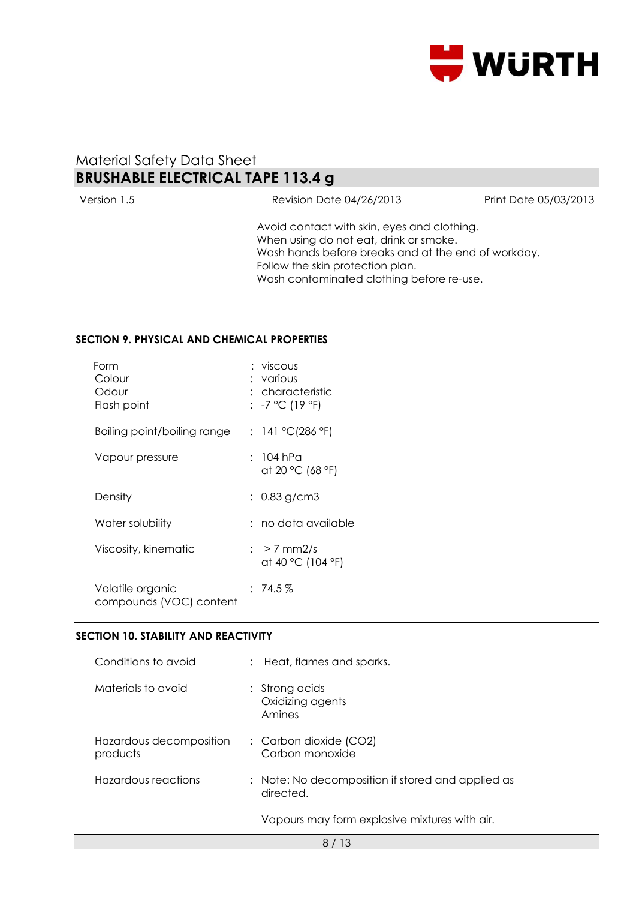Avoid contact with skin, eyes and clothing.
When using do not eat, drink or smoke.
Wash hands before breaks and at the end of workday.
Follow the skin protection plan.
Wash contaminated clothing before re-use.

## SECTION 9. PHYSICAL AND CHEMICAL PROPERTIES

| | |
|---|---|
| Form | : viscous |
| Colour | : various |
| Odour | : characteristic |
| Flash point | : -7 °C (19 °F) |
| Boiling point/boiling range | : 141 °C(286 °F) |
| Vapour pressure | : 104 hPa at 20 °C (68 °F) |
| Density | : 0.83 g/cm3 |
| Water solubility | : no data available |
| Viscosity, kinematic | : > 7 mm2/s at 40 °C (104 °F) |
| Volatile organic compounds (VOC) content | : 74.5 % |

## SECTION 10. STABILITY AND REACTIVITY

| | |
|---|---|
| Conditions to avoid | : Heat, flames and sparks. |
| Materials to avoid | : Strong acids<br>Oxidizing agents<br>Amines |
| Hazardous decomposition products | : Carbon dioxide ($CO_2$)<br>Carbon monoxide |
| Hazardous reactions | : Note: No decomposition if stored and applied as directed.<br><br>Vapours may form explosive mixtures with air. |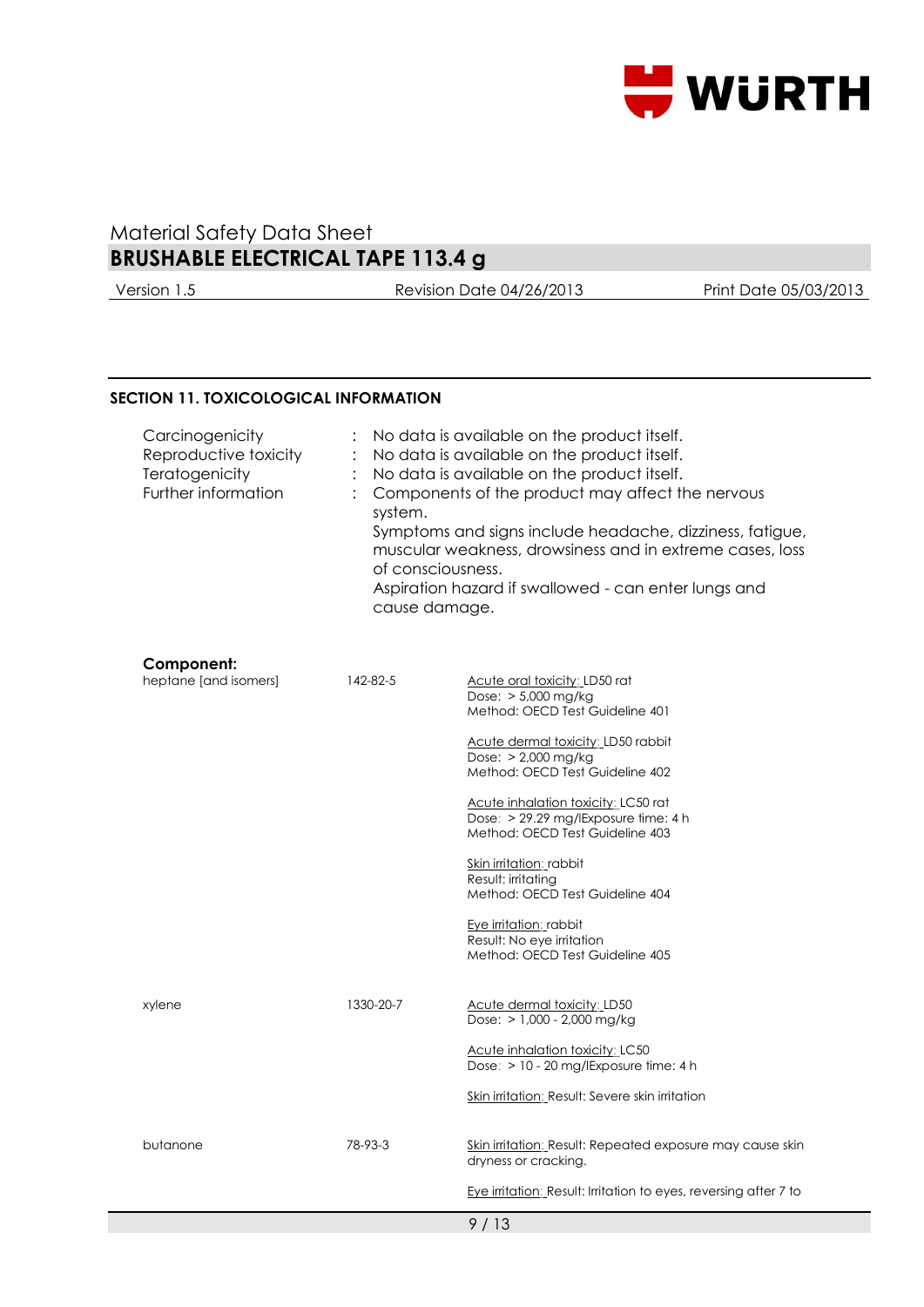Material Safety Data Sheet
**BRUSHABLE ELECTRICAL TAPE 113.4 g**

Version 1.5 Revision Date 04/26/2013 Print Date 05/03/2013

## SECTION 11. TOXICOLOGICAL INFORMATION

| | |
|---|---|
| Carcinogenicity | : No data is available on the product itself. |
| Reproductive toxicity | : No data is available on the product itself. |
| Teratogenicity | : No data is available on the product itself. |
| Further information | : Components of the product may affect the nervous system. Symptoms and signs include headache, dizziness, fatigue, muscular weakness, drowsiness and in extreme cases, loss of consciousness. Aspiration hazard if swallowed - can enter lungs and cause damage. |

**Component:**

| Component | CAS | Data |
|---|---|---|
| heptane [and isomers] | 142-82-5 | Acute oral toxicity: LD50 rat<br>Dose: > 5,000 mg/kg<br>Method: OECD Test Guideline 401 |
| | | Acute dermal toxicity: LD50 rabbit<br>Dose: > 2,000 mg/kg<br>Method: OECD Test Guideline 402 |
| | | Acute inhalation toxicity: LC50 rat<br>Dose: > 29.29 mg/lExposure time: 4 h<br>Method: OECD Test Guideline 403 |
| | | Skin irritation: rabbit<br>Result: irritating<br>Method: OECD Test Guideline 404 |
| | | Eye irritation: rabbit<br>Result: No eye irritation<br>Method: OECD Test Guideline 405 |
| xylene | 1330-20-7 | Acute dermal toxicity: LD50<br>Dose: > 1,000 - 2,000 mg/kg |
| | | Acute inhalation toxicity: LC50<br>Dose: > 10 - 20 mg/lExposure time: 4 h |
| | | Skin irritation: Result: Severe skin irritation |
| butanone | 78-93-3 | Skin irritation: Result: Repeated exposure may cause skin dryness or cracking. |
| | | Eye irritation: Result: Irritation to eyes, reversing after 7 to |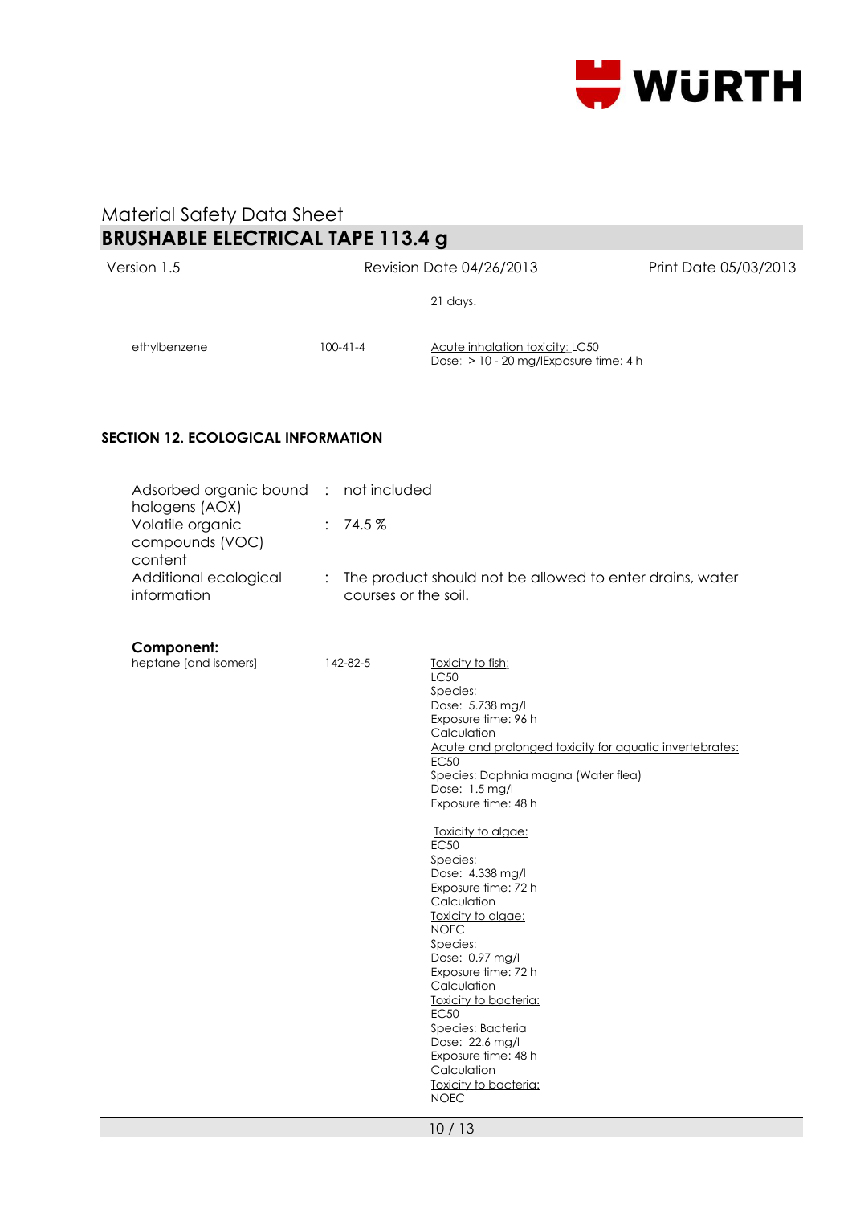21 days.

| | | |
|---|---|---|
| ethylbenzene | 100-41-4 | Acute inhalation toxicity: LC50<br>Dose: > 10 - 20 mg/lExposure time: 4 h |

## SECTION 12. ECOLOGICAL INFORMATION

| | | |
|---|---|---|
| Adsorbed organic bound halogens (AOX) | : | not included |
| Volatile organic compounds (VOC) content | : | 74.5 % |
| Additional ecological information | : | The product should not be allowed to enter drains, water courses or the soil. |

**Component:**

| | | |
|---|---|---|
| heptane [and isomers] | 142-82-5 | Toxicity to fish:<br>LC50<br>Species:<br>Dose: 5.738 mg/l<br>Exposure time: 96 h<br>Calculation<br>Acute and prolonged toxicity for aquatic invertebrates:<br>EC50<br>Species: Daphnia magna (Water flea)<br>Dose: 1.5 mg/l<br>Exposure time: 48 h<br><br>Toxicity to algae:<br>EC50<br>Species:<br>Dose: 4.338 mg/l<br>Exposure time: 72 h<br>Calculation<br>Toxicity to algae:<br>NOEC<br>Species:<br>Dose: 0.97 mg/l<br>Exposure time: 72 h<br>Calculation<br>Toxicity to bacteria:<br>EC50<br>Species: Bacteria<br>Dose: 22.6 mg/l<br>Exposure time: 48 h<br>Calculation<br>Toxicity to bacteria:<br>NOEC |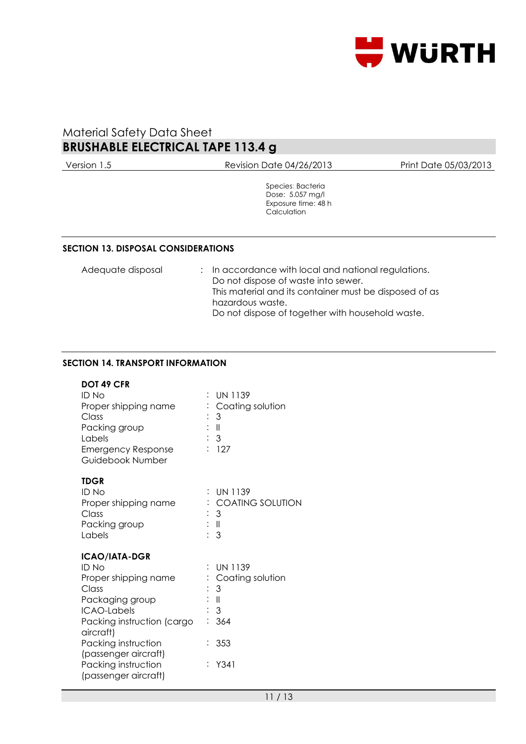Species: Bacteria
Dose: 5.057 mg/l
Exposure time: 48 h
Calculation

## SECTION 13. DISPOSAL CONSIDERATIONS

Adequate disposal : In accordance with local and national regulations.
Do not dispose of waste into sewer.
This material and its container must be disposed of as hazardous waste.
Do not dispose of together with household waste.

## SECTION 14. TRANSPORT INFORMATION

**DOT 49 CFR**

| | |
|---|---|
| ID No | : UN 1139 |
| Proper shipping name | : Coating solution |
| Class | : 3 |
| Packing group | : II |
| Labels | : 3 |
| Emergency Response Guidebook Number | : 127 |

**TDGR**

| | |
|---|---|
| ID No | : UN 1139 |
| Proper shipping name | : COATING SOLUTION |
| Class | : 3 |
| Packing group | : II |
| Labels | : 3 |

**ICAO/IATA-DGR**

| | |
|---|---|
| ID No | : UN 1139 |
| Proper shipping name | : Coating solution |
| Class | : 3 |
| Packaging group | : II |
| ICAO-Labels | : 3 |
| Packing instruction (cargo aircraft) | : 364 |
| Packing instruction (passenger aircraft) | : 353 |
| Packing instruction (passenger aircraft) | : Y341 |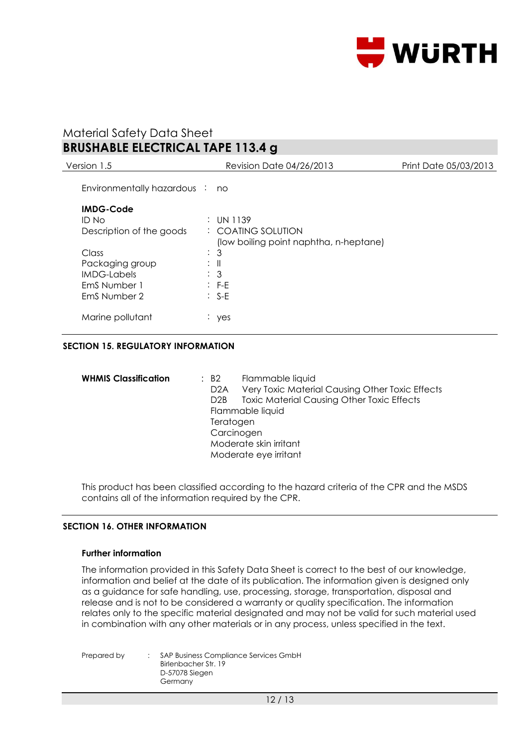Environmentally hazardous : no

**IMDG-Code**

| | |
|---|---|
| ID No | : UN 1139 |
| Description of the goods | : COATING SOLUTION (low boiling point naphtha, n-heptane) |
| Class | : 3 |
| Packaging group | : II |
| IMDG-Labels | : 3 |
| EmS Number 1 | : F-E |
| EmS Number 2 | : S-E |
| Marine pollutant | : yes |

## SECTION 15. REGULATORY INFORMATION

**WHMIS Classification** :
- B2 Flammable liquid
- D2A Very Toxic Material Causing Other Toxic Effects
- D2B Toxic Material Causing Other Toxic Effects
- Flammable liquid
- Teratogen
- Carcinogen
- Moderate skin irritant
- Moderate eye irritant

This product has been classified according to the hazard criteria of the CPR and the MSDS contains all of the information required by the CPR.

## SECTION 16. OTHER INFORMATION

**Further information**

The information provided in this Safety Data Sheet is correct to the best of our knowledge, information and belief at the date of its publication. The information given is designed only as a guidance for safe handling, use, processing, storage, transportation, disposal and release and is not to be considered a warranty or quality specification. The information relates only to the specific material designated and may not be valid for such material used in combination with any other materials or in any process, unless specified in the text.

Prepared by : SAP Business Compliance Services GmbH
Birlenbacher Str. 19
D-57078 Siegen
Germany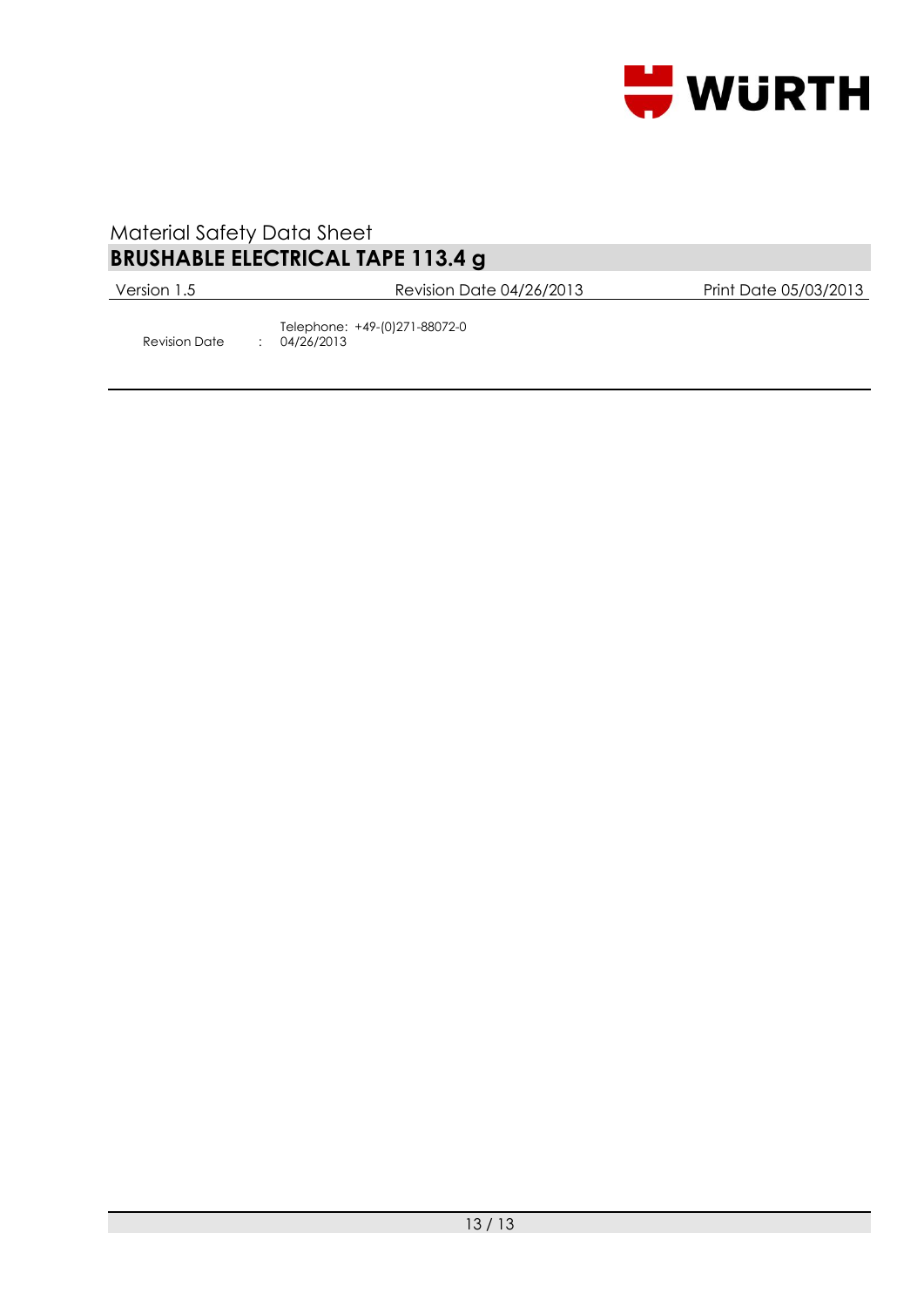Telephone: +49-(0)271-88072-0

Revision Date : 04/26/2013